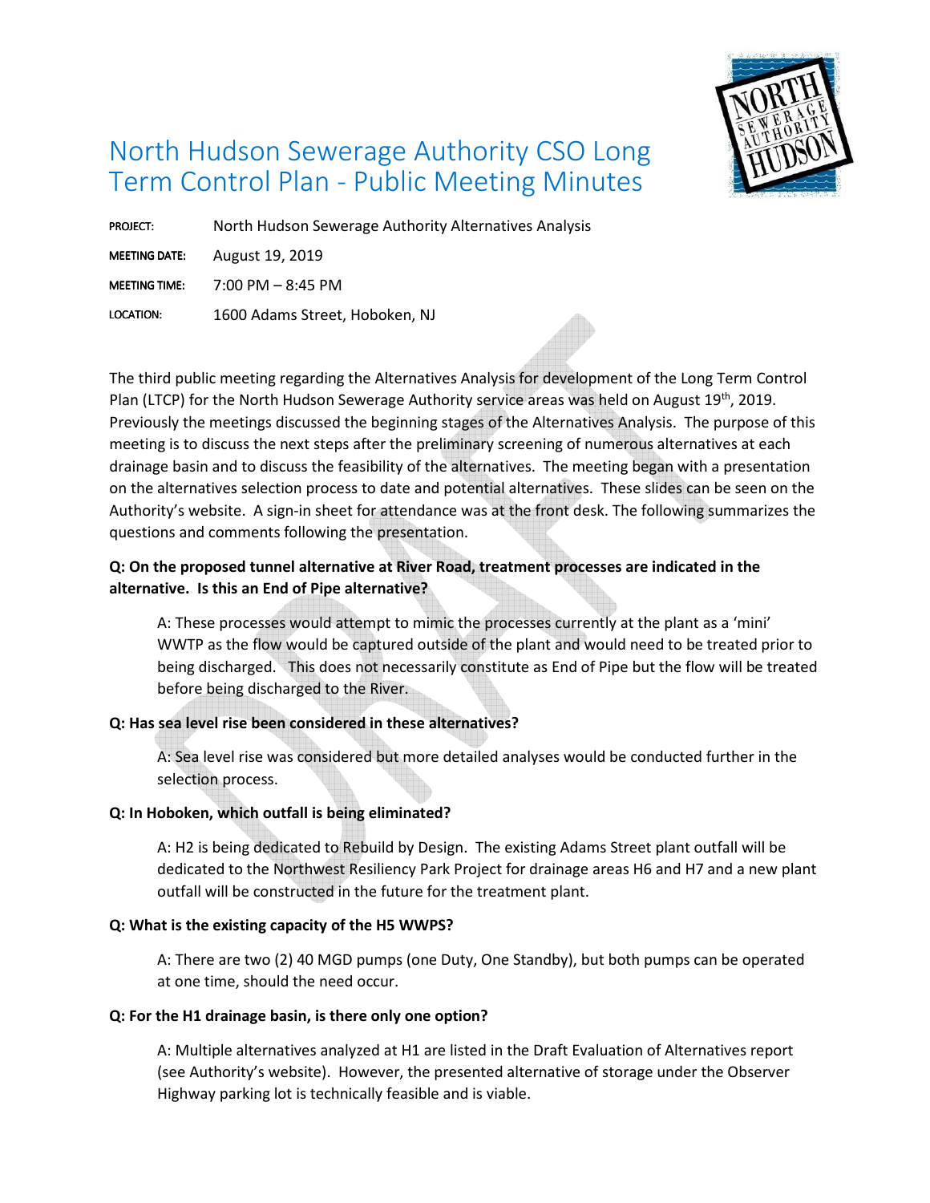# North Hudson Sewerage Authority CSO Long Term Control Plan - Public Meeting Minutes

| | |
|---|---|
| PROJECT: | North Hudson Sewerage Authority Alternatives Analysis |
| MEETING DATE: | August 19, 2019 |
| MEETING TIME: | 7:00 PM – 8:45 PM |
| LOCATION: | 1600 Adams Street, Hoboken, NJ |

The third public meeting regarding the Alternatives Analysis for development of the Long Term Control Plan (LTCP) for the North Hudson Sewerage Authority service areas was held on August 19th, 2019. Previously the meetings discussed the beginning stages of the Alternatives Analysis. The purpose of this meeting is to discuss the next steps after the preliminary screening of numerous alternatives at each drainage basin and to discuss the feasibility of the alternatives. The meeting began with a presentation on the alternatives selection process to date and potential alternatives. These slides can be seen on the Authority's website. A sign-in sheet for attendance was at the front desk. The following summarizes the questions and comments following the presentation.

**Q: On the proposed tunnel alternative at River Road, treatment processes are indicated in the alternative. Is this an End of Pipe alternative?**

A: These processes would attempt to mimic the processes currently at the plant as a 'mini' WWTP as the flow would be captured outside of the plant and would need to be treated prior to being discharged. This does not necessarily constitute as End of Pipe but the flow will be treated before being discharged to the River.

**Q: Has sea level rise been considered in these alternatives?**

A: Sea level rise was considered but more detailed analyses would be conducted further in the selection process.

**Q: In Hoboken, which outfall is being eliminated?**

A: H2 is being dedicated to Rebuild by Design. The existing Adams Street plant outfall will be dedicated to the Northwest Resiliency Park Project for drainage areas H6 and H7 and a new plant outfall will be constructed in the future for the treatment plant.

**Q: What is the existing capacity of the H5 WWPS?**

A: There are two (2) 40 MGD pumps (one Duty, One Standby), but both pumps can be operated at one time, should the need occur.

**Q: For the H1 drainage basin, is there only one option?**

A: Multiple alternatives analyzed at H1 are listed in the Draft Evaluation of Alternatives report (see Authority's website). However, the presented alternative of storage under the Observer Highway parking lot is technically feasible and is viable.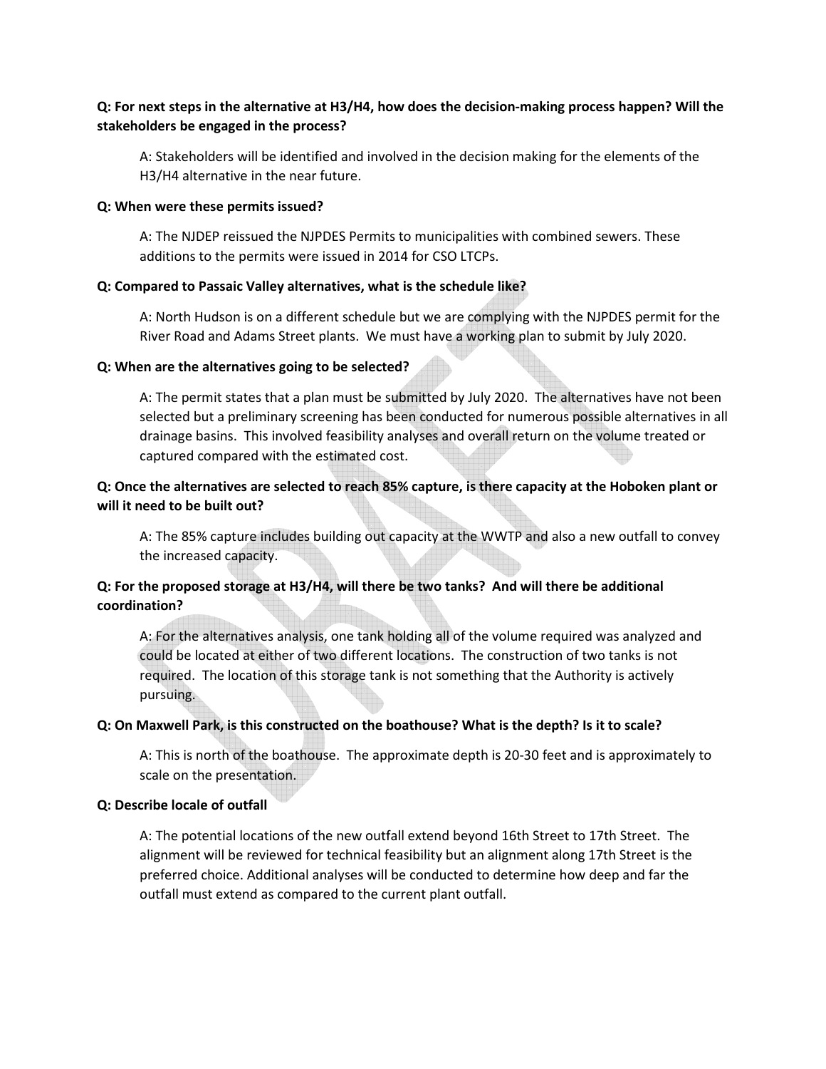**Q: For next steps in the alternative at H3/H4, how does the decision-making process happen? Will the stakeholders be engaged in the process?**

A: Stakeholders will be identified and involved in the decision making for the elements of the H3/H4 alternative in the near future.

**Q: When were these permits issued?**

A: The NJDEP reissued the NJPDES Permits to municipalities with combined sewers. These additions to the permits were issued in 2014 for CSO LTCPs.

**Q: Compared to Passaic Valley alternatives, what is the schedule like?**

A: North Hudson is on a different schedule but we are complying with the NJPDES permit for the River Road and Adams Street plants. We must have a working plan to submit by July 2020.

**Q: When are the alternatives going to be selected?**

A: The permit states that a plan must be submitted by July 2020. The alternatives have not been selected but a preliminary screening has been conducted for numerous possible alternatives in all drainage basins. This involved feasibility analyses and overall return on the volume treated or captured compared with the estimated cost.

**Q: Once the alternatives are selected to reach 85% capture, is there capacity at the Hoboken plant or will it need to be built out?**

A: The 85% capture includes building out capacity at the WWTP and also a new outfall to convey the increased capacity.

**Q: For the proposed storage at H3/H4, will there be two tanks? And will there be additional coordination?**

A: For the alternatives analysis, one tank holding all of the volume required was analyzed and could be located at either of two different locations. The construction of two tanks is not required. The location of this storage tank is not something that the Authority is actively pursuing.

**Q: On Maxwell Park, is this constructed on the boathouse? What is the depth? Is it to scale?**

A: This is north of the boathouse. The approximate depth is 20-30 feet and is approximately to scale on the presentation.

**Q: Describe locale of outfall**

A: The potential locations of the new outfall extend beyond 16th Street to 17th Street. The alignment will be reviewed for technical feasibility but an alignment along 17th Street is the preferred choice. Additional analyses will be conducted to determine how deep and far the outfall must extend as compared to the current plant outfall.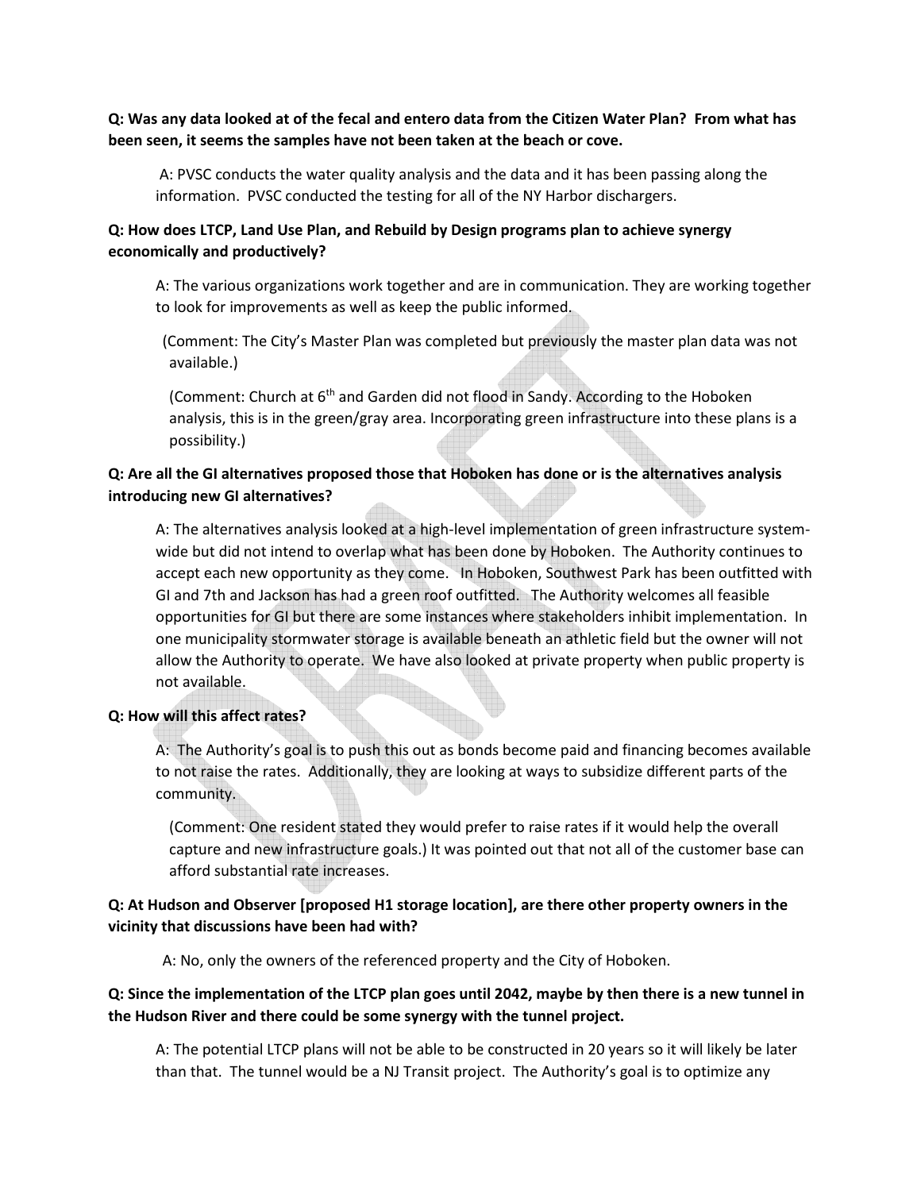**Q: Was any data looked at of the fecal and entero data from the Citizen Water Plan? From what has been seen, it seems the samples have not been taken at the beach or cove.**

A: PVSC conducts the water quality analysis and the data and it has been passing along the information. PVSC conducted the testing for all of the NY Harbor dischargers.

**Q: How does LTCP, Land Use Plan, and Rebuild by Design programs plan to achieve synergy economically and productively?**

A: The various organizations work together and are in communication. They are working together to look for improvements as well as keep the public informed.

(Comment: The City's Master Plan was completed but previously the master plan data was not available.)

(Comment: Church at 6th and Garden did not flood in Sandy. According to the Hoboken analysis, this is in the green/gray area. Incorporating green infrastructure into these plans is a possibility.)

**Q: Are all the GI alternatives proposed those that Hoboken has done or is the alternatives analysis introducing new GI alternatives?**

A: The alternatives analysis looked at a high-level implementation of green infrastructure system-wide but did not intend to overlap what has been done by Hoboken. The Authority continues to accept each new opportunity as they come. In Hoboken, Southwest Park has been outfitted with GI and 7th and Jackson has had a green roof outfitted. The Authority welcomes all feasible opportunities for GI but there are some instances where stakeholders inhibit implementation. In one municipality stormwater storage is available beneath an athletic field but the owner will not allow the Authority to operate. We have also looked at private property when public property is not available.

**Q: How will this affect rates?**

A: The Authority's goal is to push this out as bonds become paid and financing becomes available to not raise the rates. Additionally, they are looking at ways to subsidize different parts of the community.

(Comment: One resident stated they would prefer to raise rates if it would help the overall capture and new infrastructure goals.) It was pointed out that not all of the customer base can afford substantial rate increases.

**Q: At Hudson and Observer [proposed H1 storage location], are there other property owners in the vicinity that discussions have been had with?**

A: No, only the owners of the referenced property and the City of Hoboken.

**Q: Since the implementation of the LTCP plan goes until 2042, maybe by then there is a new tunnel in the Hudson River and there could be some synergy with the tunnel project.**

A: The potential LTCP plans will not be able to be constructed in 20 years so it will likely be later than that. The tunnel would be a NJ Transit project. The Authority's goal is to optimize any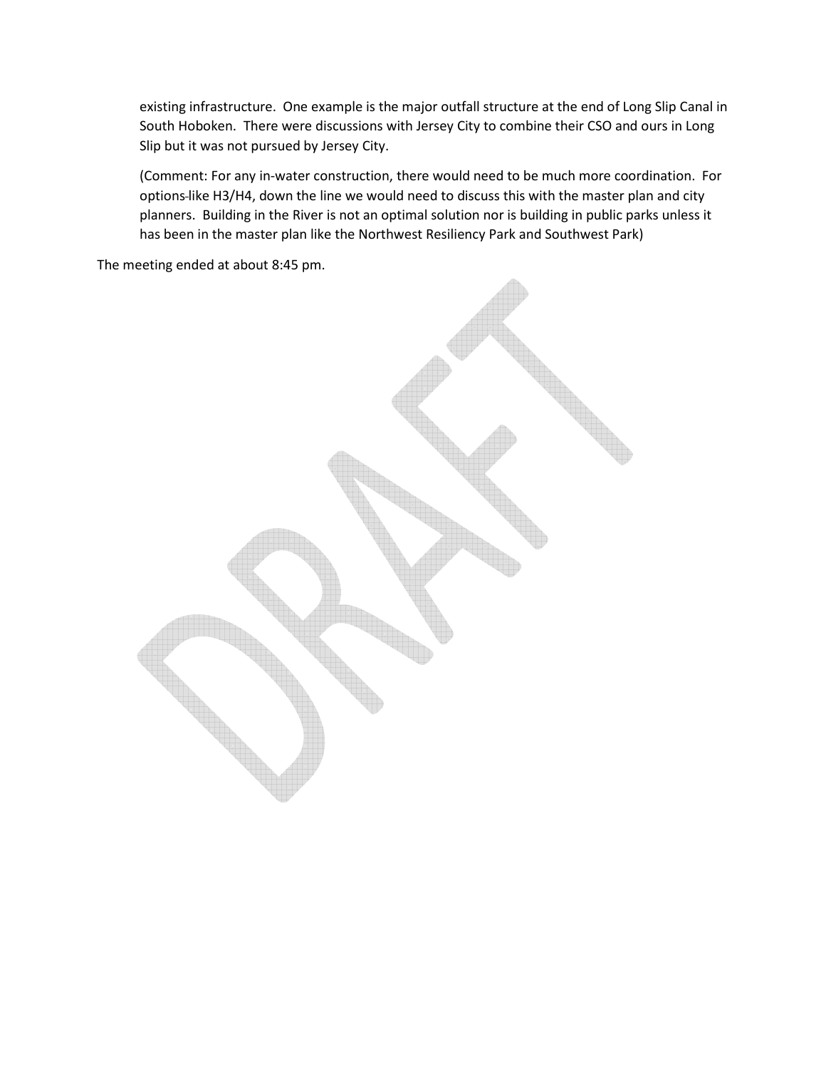existing infrastructure. One example is the major outfall structure at the end of Long Slip Canal in South Hoboken. There were discussions with Jersey City to combine their CSO and ours in Long Slip but it was not pursued by Jersey City.

(Comment: For any in-water construction, there would need to be much more coordination. For options like H3/H4, down the line we would need to discuss this with the master plan and city planners. Building in the River is not an optimal solution nor is building in public parks unless it has been in the master plan like the Northwest Resiliency Park and Southwest Park)

The meeting ended at about 8:45 pm.